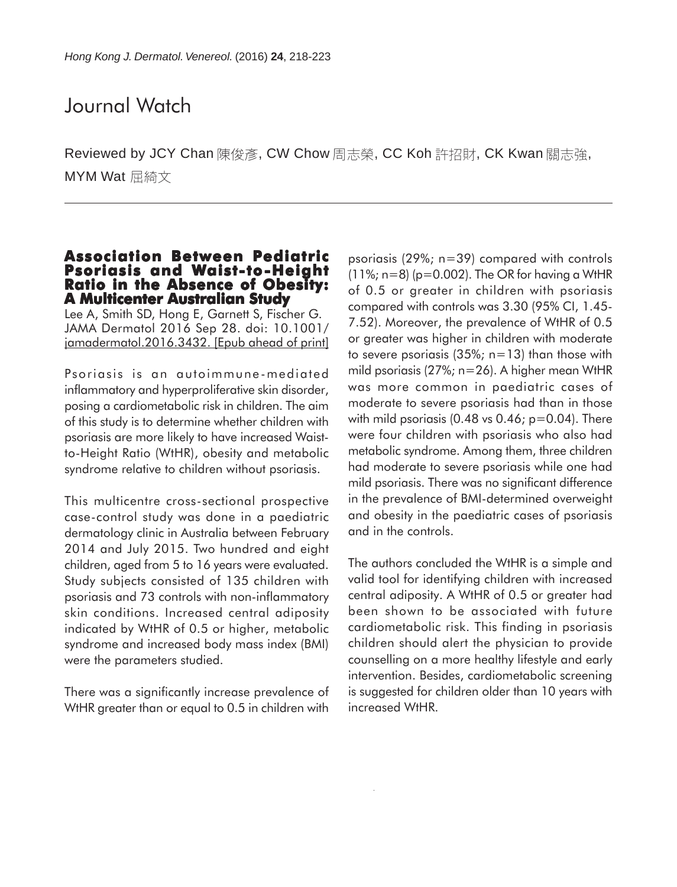# Journal Watch

Reviewed by JCY Chan 陳俊彥, CW Chow 周志榮, CC Koh 許招財, CK Kwan 關志強, MYM Wat 屈綺文

## Association Between Pediatric Psoriasis and Waist-to-Height Ratio in the Absence of Obesity: A Multicenter Australian Study

Lee A, Smith SD, Hong E, Garnett S, Fischer G. JAMA Dermatol 2016 Sep 28. doi: 10.1001/jamadermatol.2016.3432. [Epub ahead of print]

Psoriasis is an autoimmune-mediated inflammatory and hyperproliferative skin disorder, posing a cardiometabolic risk in children. The aim of this study is to determine whether children with psoriasis are more likely to have increased Waist-to-Height Ratio (WtHR), obesity and metabolic syndrome relative to children without psoriasis.

This multicentre cross-sectional prospective case-control study was done in a paediatric dermatology clinic in Australia between February 2014 and July 2015. Two hundred and eight children, aged from 5 to 16 years were evaluated. Study subjects consisted of 135 children with psoriasis and 73 controls with non-inflammatory skin conditions. Increased central adiposity indicated by WtHR of 0.5 or higher, metabolic syndrome and increased body mass index (BMI) were the parameters studied.

There was a significantly increase prevalence of WtHR greater than or equal to 0.5 in children with psoriasis (29%; n=39) compared with controls (11%; n=8) (p=0.002). The OR for having a WtHR of 0.5 or greater in children with psoriasis compared with controls was 3.30 (95% CI, 1.45-7.52). Moreover, the prevalence of WtHR of 0.5 or greater was higher in children with moderate to severe psoriasis (35%; n=13) than those with mild psoriasis (27%; n=26). A higher mean WtHR was more common in paediatric cases of moderate to severe psoriasis had than in those with mild psoriasis (0.48 vs 0.46; p=0.04). There were four children with psoriasis who also had metabolic syndrome. Among them, three children had moderate to severe psoriasis while one had mild psoriasis. There was no significant difference in the prevalence of BMI-determined overweight and obesity in the paediatric cases of psoriasis and in the controls.

The authors concluded the WtHR is a simple and valid tool for identifying children with increased central adiposity. A WtHR of 0.5 or greater had been shown to be associated with future cardiometabolic risk. This finding in psoriasis children should alert the physician to provide counselling on a more healthy lifestyle and early intervention. Besides, cardiometabolic screening is suggested for children older than 10 years with increased WtHR.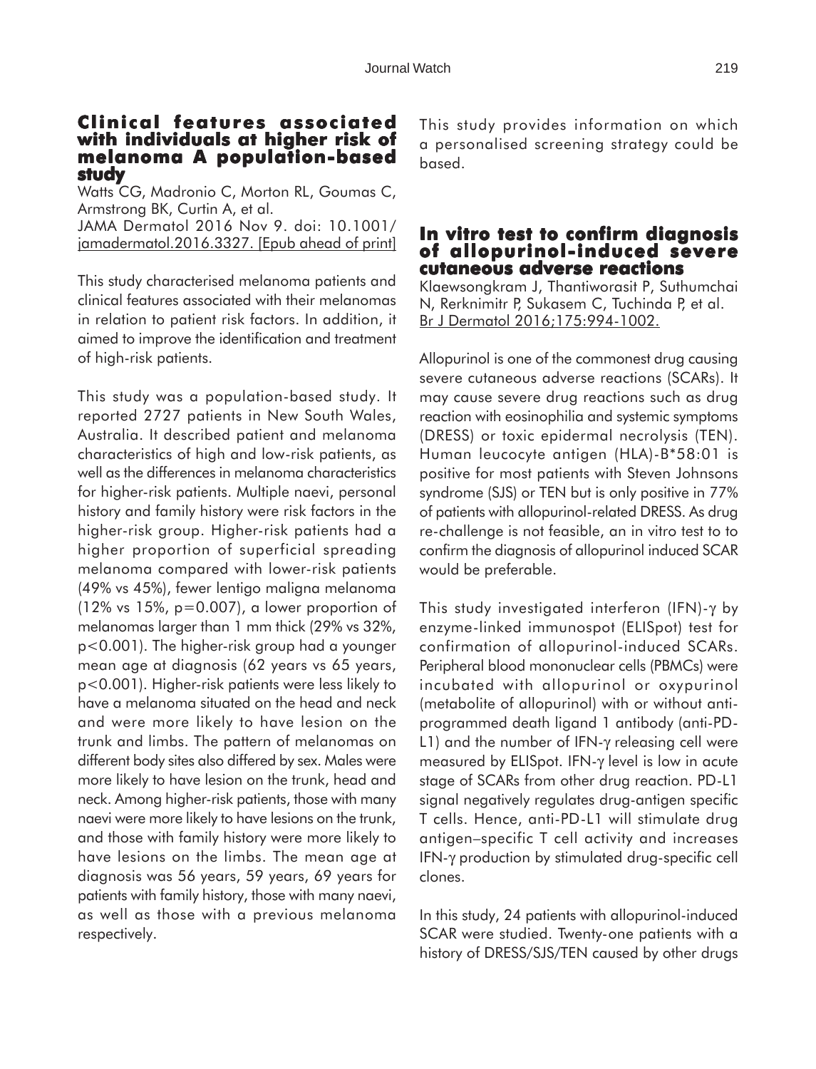## Clinical features associated with individuals at higher risk of melanoma A population-based study

Watts CG, Madronio C, Morton RL, Goumas C, Armstrong BK, Curtin A, et al.
JAMA Dermatol 2016 Nov 9. doi: 10.1001/ jamadermatol.2016.3327. [Epub ahead of print]

This study characterised melanoma patients and clinical features associated with their melanomas in relation to patient risk factors. In addition, it aimed to improve the identification and treatment of high-risk patients.

This study was a population-based study. It reported 2727 patients in New South Wales, Australia. It described patient and melanoma characteristics of high and low-risk patients, as well as the differences in melanoma characteristics for higher-risk patients. Multiple naevi, personal history and family history were risk factors in the higher-risk group. Higher-risk patients had a higher proportion of superficial spreading melanoma compared with lower-risk patients (49% vs 45%), fewer lentigo maligna melanoma (12% vs 15%, p=0.007), a lower proportion of melanomas larger than 1 mm thick (29% vs 32%, p<0.001). The higher-risk group had a younger mean age at diagnosis (62 years vs 65 years, p<0.001). Higher-risk patients were less likely to have a melanoma situated on the head and neck and were more likely to have lesion on the trunk and limbs. The pattern of melanomas on different body sites also differed by sex. Males were more likely to have lesion on the trunk, head and neck. Among higher-risk patients, those with many naevi were more likely to have lesions on the trunk, and those with family history were more likely to have lesions on the limbs. The mean age at diagnosis was 56 years, 59 years, 69 years for patients with family history, those with many naevi, as well as those with a previous melanoma respectively.

This study provides information on which a personalised screening strategy could be based.

## In vitro test to confirm diagnosis of allopurinol-induced severe cutaneous adverse reactions

Klaewsongkram J, Thantiworasit P, Suthumchai N, Rerknimitr P, Sukasem C, Tuchinda P, et al.
Br J Dermatol 2016;175:994-1002.

Allopurinol is one of the commonest drug causing severe cutaneous adverse reactions (SCARs). It may cause severe drug reactions such as drug reaction with eosinophilia and systemic symptoms (DRESS) or toxic epidermal necrolysis (TEN). Human leucocyte antigen (HLA)-B*58:01 is positive for most patients with Steven Johnsons syndrome (SJS) or TEN but is only positive in 77% of patients with allopurinol-related DRESS. As drug re-challenge is not feasible, an in vitro test to to confirm the diagnosis of allopurinol induced SCAR would be preferable.

This study investigated interferon (IFN)-γ by enzyme-linked immunospot (ELISpot) test for confirmation of allopurinol-induced SCARs. Peripheral blood mononuclear cells (PBMCs) were incubated with allopurinol or oxypurinol (metabolite of allopurinol) with or without anti-programmed death ligand 1 antibody (anti-PD-L1) and the number of IFN-γ releasing cell were measured by ELISpot. IFN-γ level is low in acute stage of SCARs from other drug reaction. PD-L1 signal negatively regulates drug-antigen specific T cells. Hence, anti-PD-L1 will stimulate drug antigen–specific T cell activity and increases IFN-γ production by stimulated drug-specific cell clones.

In this study, 24 patients with allopurinol-induced SCAR were studied. Twenty-one patients with a history of DRESS/SJS/TEN caused by other drugs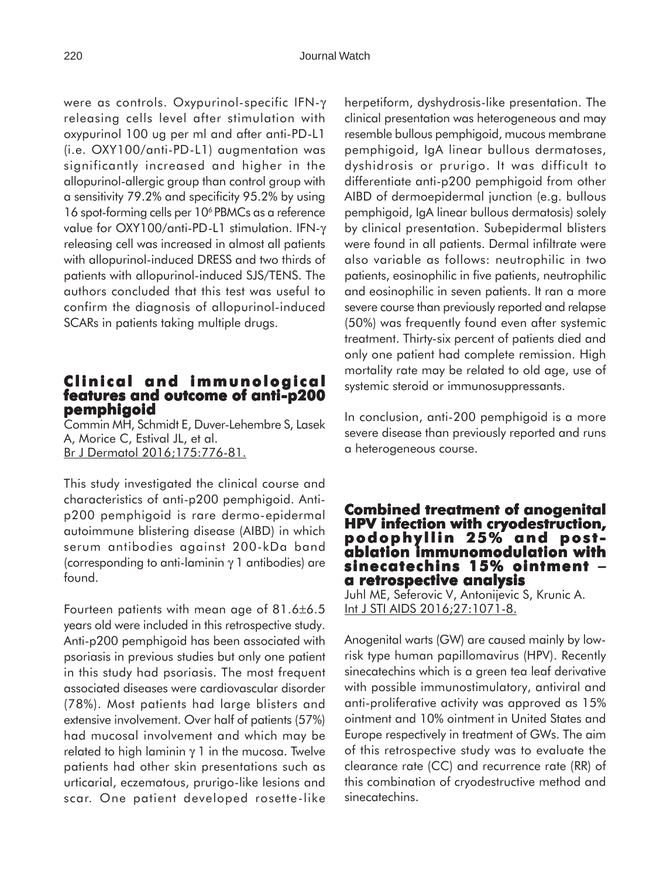were as controls. Oxypurinol-specific IFN-$\gamma$ releasing cells level after stimulation with oxypurinol 100 ug per ml and after anti-PD-L1 (i.e. OXY100/anti-PD-L1) augmentation was significantly increased and higher in the allopurinol-allergic group than control group with a sensitivity 79.2% and specificity 95.2% by using 16 spot-forming cells per $10^6$ PBMCs as a reference value for OXY100/anti-PD-L1 stimulation. IFN-$\gamma$ releasing cell was increased in almost all patients with allopurinol-induced DRESS and two thirds of patients with allopurinol-induced SJS/TENS. The authors concluded that this test was useful to confirm the diagnosis of allopurinol-induced SCARs in patients taking multiple drugs.

## Clinical and immunological features and outcome of anti-p200 pemphigoid

Commin MH, Schmidt E, Duver-Lehembre S, Lasek A, Morice C, Estival JL, et al.
Br J Dermatol 2016;175:776-81.

This study investigated the clinical course and characteristics of anti-p200 pemphigoid. Anti-p200 pemphigoid is rare dermo-epidermal autoimmune blistering disease (AIBD) in which serum antibodies against 200-kDa band (corresponding to anti-laminin $\gamma$ 1 antibodies) are found.

Fourteen patients with mean age of 81.6±6.5 years old were included in this retrospective study. Anti-p200 pemphigoid has been associated with psoriasis in previous studies but only one patient in this study had psoriasis. The most frequent associated diseases were cardiovascular disorder (78%). Most patients had large blisters and extensive involvement. Over half of patients (57%) had mucosal involvement and which may be related to high laminin $\gamma$ 1 in the mucosa. Twelve patients had other skin presentations such as urticarial, eczematous, prurigo-like lesions and scar. One patient developed rosette-like herpetiform, dyshydrosis-like presentation. The clinical presentation was heterogeneous and may resemble bullous pemphigoid, mucous membrane pemphigoid, IgA linear bullous dermatoses, dyshidrosis or prurigo. It was difficult to differentiate anti-p200 pemphigoid from other AIBD of dermoepidermal junction (e.g. bullous pemphigoid, IgA linear bullous dermatosis) solely by clinical presentation. Subepidermal blisters were found in all patients. Dermal infiltrate were also variable as follows: neutrophilic in two patients, eosinophilic in five patients, neutrophilic and eosinophilic in seven patients. It ran a more severe course than previously reported and relapse (50%) was frequently found even after systemic treatment. Thirty-six percent of patients died and only one patient had complete remission. High mortality rate may be related to old age, use of systemic steroid or immunosuppressants.

In conclusion, anti-200 pemphigoid is a more severe disease than previously reported and runs a heterogeneous course.

## Combined treatment of anogenital HPV infection with cryodestruction, podophyllin 25% and post-ablation immunomodulation with sinecatechins 15% ointment – a retrospective analysis

Juhl ME, Seferovic V, Antonijevic S, Krunic A.
Int J STI AIDS 2016;27:1071-8.

Anogenital warts (GW) are caused mainly by low-risk type human papillomavirus (HPV). Recently sinecatechins which is a green tea leaf derivative with possible immunostimulatory, antiviral and anti-proliferative activity was approved as 15% ointment and 10% ointment in United States and Europe respectively in treatment of GWs. The aim of this retrospective study was to evaluate the clearance rate (CC) and recurrence rate (RR) of this combination of cryodestructive method and sinecatechins.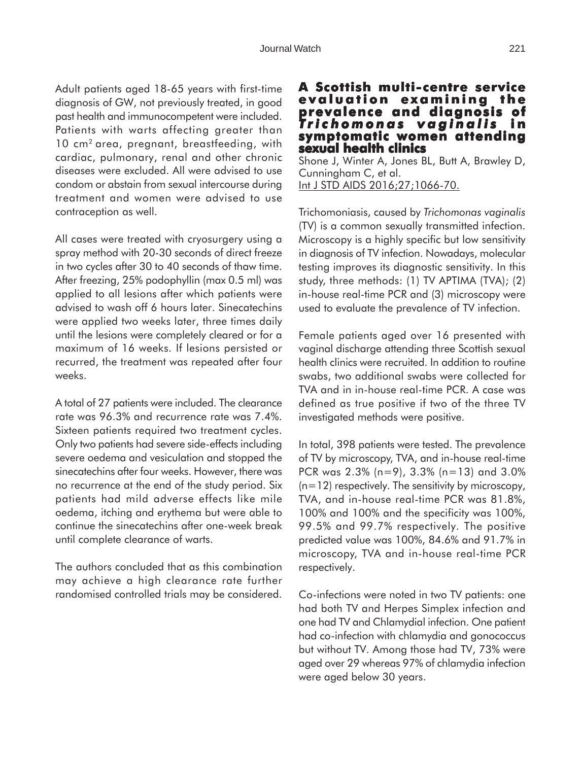Adult patients aged 18-65 years with first-time diagnosis of GW, not previously treated, in good past health and immunocompetent were included. Patients with warts affecting greater than 10 $cm^2$ area, pregnant, breastfeeding, with cardiac, pulmonary, renal and other chronic diseases were excluded. All were advised to use condom or abstain from sexual intercourse during treatment and women were advised to use contraception as well.

All cases were treated with cryosurgery using a spray method with 20-30 seconds of direct freeze in two cycles after 30 to 40 seconds of thaw time. After freezing, 25% podophyllin (max 0.5 ml) was applied to all lesions after which patients were advised to wash off 6 hours later. Sinecatechins were applied two weeks later, three times daily until the lesions were completely cleared or for a maximum of 16 weeks. If lesions persisted or recurred, the treatment was repeated after four weeks.

A total of 27 patients were included. The clearance rate was 96.3% and recurrence rate was 7.4%. Sixteen patients required two treatment cycles. Only two patients had severe side-effects including severe oedema and vesiculation and stopped the sinecatechins after four weeks. However, there was no recurrence at the end of the study period. Six patients had mild adverse effects like mile oedema, itching and erythema but were able to continue the sinecatechins after one-week break until complete clearance of warts.

The authors concluded that as this combination may achieve a high clearance rate further randomised controlled trials may be considered.

## A Scottish multi-centre service evaluation examining the prevalence and diagnosis of *Trichomonas vaginalis* in symptomatic women attending sexual health clinics

Shone J, Winter A, Jones BL, Butt A, Brawley D, Cunningham C, et al.
Int J STD AIDS 2016;27;1066-70.

Trichomoniasis, caused by *Trichomonas vaginalis* (TV) is a common sexually transmitted infection. Microscopy is a highly specific but low sensitivity in diagnosis of TV infection. Nowadays, molecular testing improves its diagnostic sensitivity. In this study, three methods: (1) TV APTIMA (TVA); (2) in-house real-time PCR and (3) microscopy were used to evaluate the prevalence of TV infection.

Female patients aged over 16 presented with vaginal discharge attending three Scottish sexual health clinics were recruited. In addition to routine swabs, two additional swabs were collected for TVA and in in-house real-time PCR. A case was defined as true positive if two of the three TV investigated methods were positive.

In total, 398 patients were tested. The prevalence of TV by microscopy, TVA, and in-house real-time PCR was 2.3% (n=9), 3.3% (n=13) and 3.0% (n=12) respectively. The sensitivity by microscopy, TVA, and in-house real-time PCR was 81.8%, 100% and 100% and the specificity was 100%, 99.5% and 99.7% respectively. The positive predicted value was 100%, 84.6% and 91.7% in microscopy, TVA and in-house real-time PCR respectively.

Co-infections were noted in two TV patients: one had both TV and Herpes Simplex infection and one had TV and Chlamydial infection. One patient had co-infection with chlamydia and gonococcus but without TV. Among those had TV, 73% were aged over 29 whereas 97% of chlamydia infection were aged below 30 years.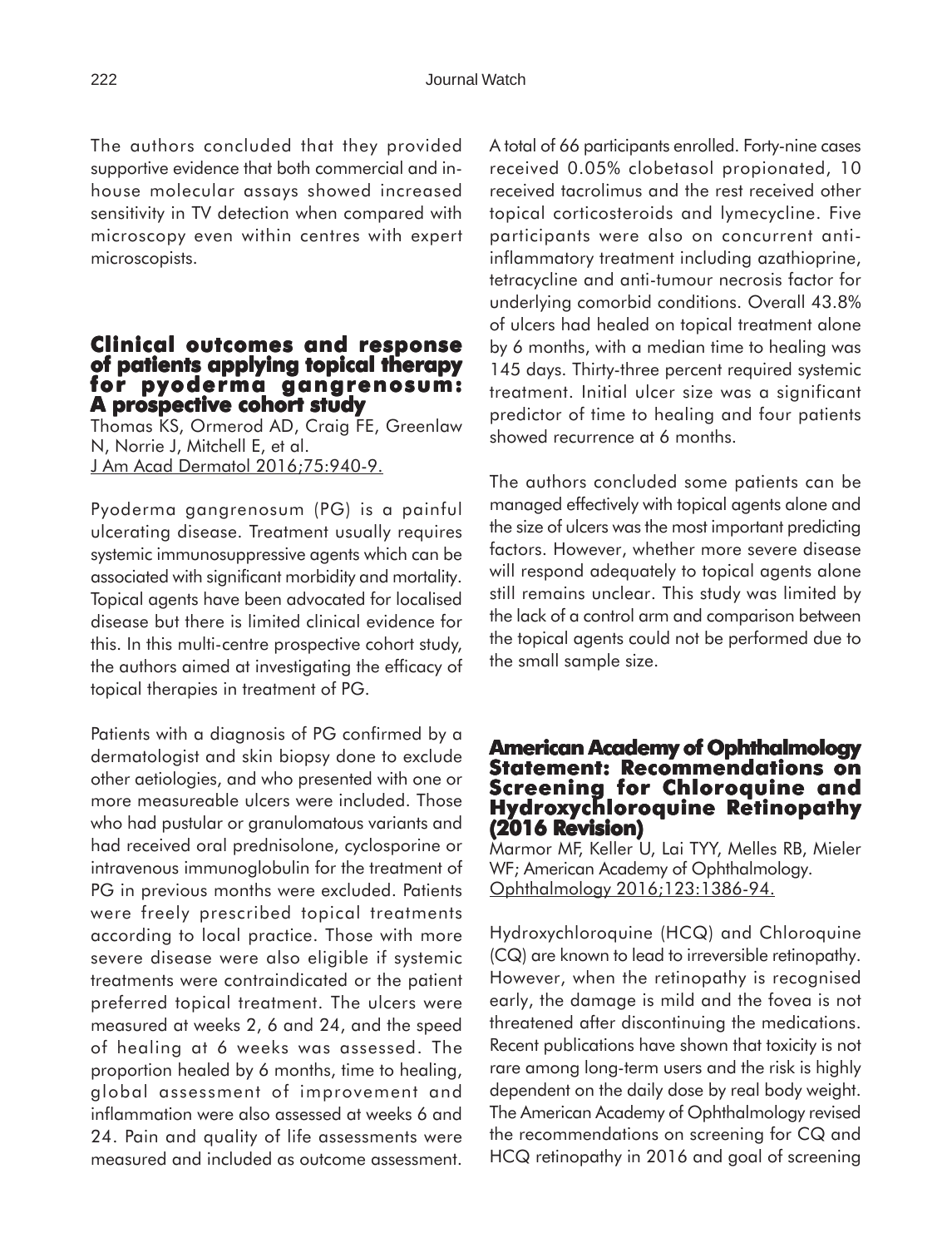The authors concluded that they provided supportive evidence that both commercial and in-house molecular assays showed increased sensitivity in TV detection when compared with microscopy even within centres with expert microscopists.

## Clinical outcomes and response of patients applying topical therapy for pyoderma gangrenosum: A prospective cohort study

Thomas KS, Ormerod AD, Craig FE, Greenlaw N, Norrie J, Mitchell E, et al.
J Am Acad Dermatol 2016;75:940-9.

Pyoderma gangrenosum (PG) is a painful ulcerating disease. Treatment usually requires systemic immunosuppressive agents which can be associated with significant morbidity and mortality. Topical agents have been advocated for localised disease but there is limited clinical evidence for this. In this multi-centre prospective cohort study, the authors aimed at investigating the efficacy of topical therapies in treatment of PG.

Patients with a diagnosis of PG confirmed by a dermatologist and skin biopsy done to exclude other aetiologies, and who presented with one or more measureable ulcers were included. Those who had pustular or granulomatous variants and had received oral prednisolone, cyclosporine or intravenous immunoglobulin for the treatment of PG in previous months were excluded. Patients were freely prescribed topical treatments according to local practice. Those with more severe disease were also eligible if systemic treatments were contraindicated or the patient preferred topical treatment. The ulcers were measured at weeks 2, 6 and 24, and the speed of healing at 6 weeks was assessed. The proportion healed by 6 months, time to healing, global assessment of improvement and inflammation were also assessed at weeks 6 and 24. Pain and quality of life assessments were measured and included as outcome assessment.

A total of 66 participants enrolled. Forty-nine cases received 0.05% clobetasol propionated, 10 received tacrolimus and the rest received other topical corticosteroids and lymecycline. Five participants were also on concurrent anti-inflammatory treatment including azathioprine, tetracycline and anti-tumour necrosis factor for underlying comorbid conditions. Overall 43.8% of ulcers had healed on topical treatment alone by 6 months, with a median time to healing was 145 days. Thirty-three percent required systemic treatment. Initial ulcer size was a significant predictor of time to healing and four patients showed recurrence at 6 months.

The authors concluded some patients can be managed effectively with topical agents alone and the size of ulcers was the most important predicting factors. However, whether more severe disease will respond adequately to topical agents alone still remains unclear. This study was limited by the lack of a control arm and comparison between the topical agents could not be performed due to the small sample size.

## American Academy of Ophthalmology Statement: Recommendations on Screening for Chloroquine and Hydroxychloroquine Retinopathy (2016 Revision)

Marmor MF, Keller U, Lai TYY, Melles RB, Mieler WF; American Academy of Ophthalmology.
Ophthalmology 2016;123:1386-94.

Hydroxychloroquine (HCQ) and Chloroquine (CQ) are known to lead to irreversible retinopathy. However, when the retinopathy is recognised early, the damage is mild and the fovea is not threatened after discontinuing the medications. Recent publications have shown that toxicity is not rare among long-term users and the risk is highly dependent on the daily dose by real body weight. The American Academy of Ophthalmology revised the recommendations on screening for CQ and HCQ retinopathy in 2016 and goal of screening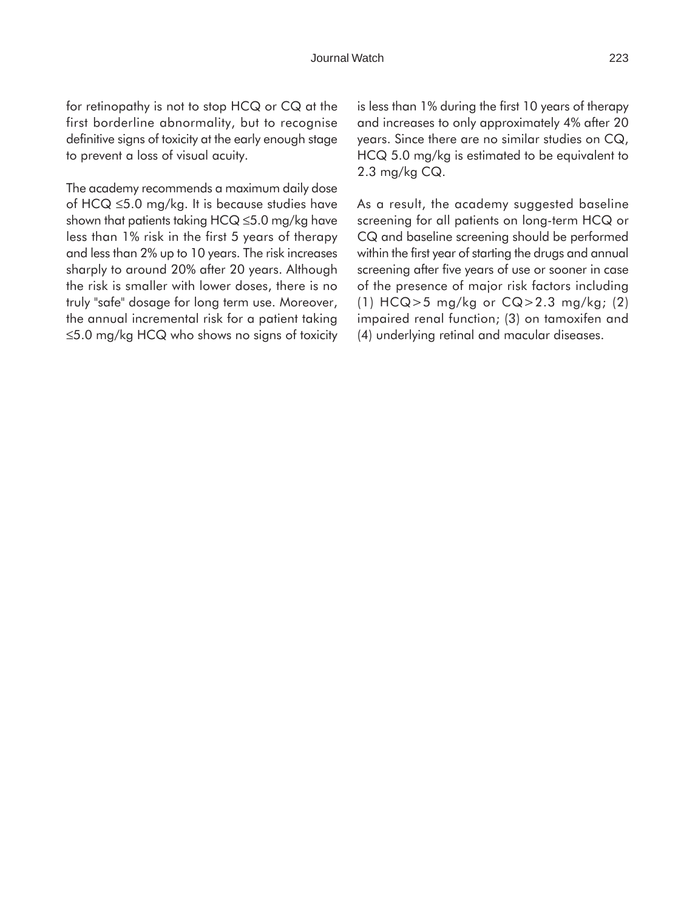for retinopathy is not to stop HCQ or CQ at the first borderline abnormality, but to recognise definitive signs of toxicity at the early enough stage to prevent a loss of visual acuity.

The academy recommends a maximum daily dose of HCQ ≤5.0 mg/kg. It is because studies have shown that patients taking HCQ ≤5.0 mg/kg have less than 1% risk in the first 5 years of therapy and less than 2% up to 10 years. The risk increases sharply to around 20% after 20 years. Although the risk is smaller with lower doses, there is no truly "safe" dosage for long term use. Moreover, the annual incremental risk for a patient taking ≤5.0 mg/kg HCQ who shows no signs of toxicity is less than 1% during the first 10 years of therapy and increases to only approximately 4% after 20 years. Since there are no similar studies on CQ, HCQ 5.0 mg/kg is estimated to be equivalent to 2.3 mg/kg CQ.

As a result, the academy suggested baseline screening for all patients on long-term HCQ or CQ and baseline screening should be performed within the first year of starting the drugs and annual screening after five years of use or sooner in case of the presence of major risk factors including (1) HCQ>5 mg/kg or CQ>2.3 mg/kg; (2) impaired renal function; (3) on tamoxifen and (4) underlying retinal and macular diseases.